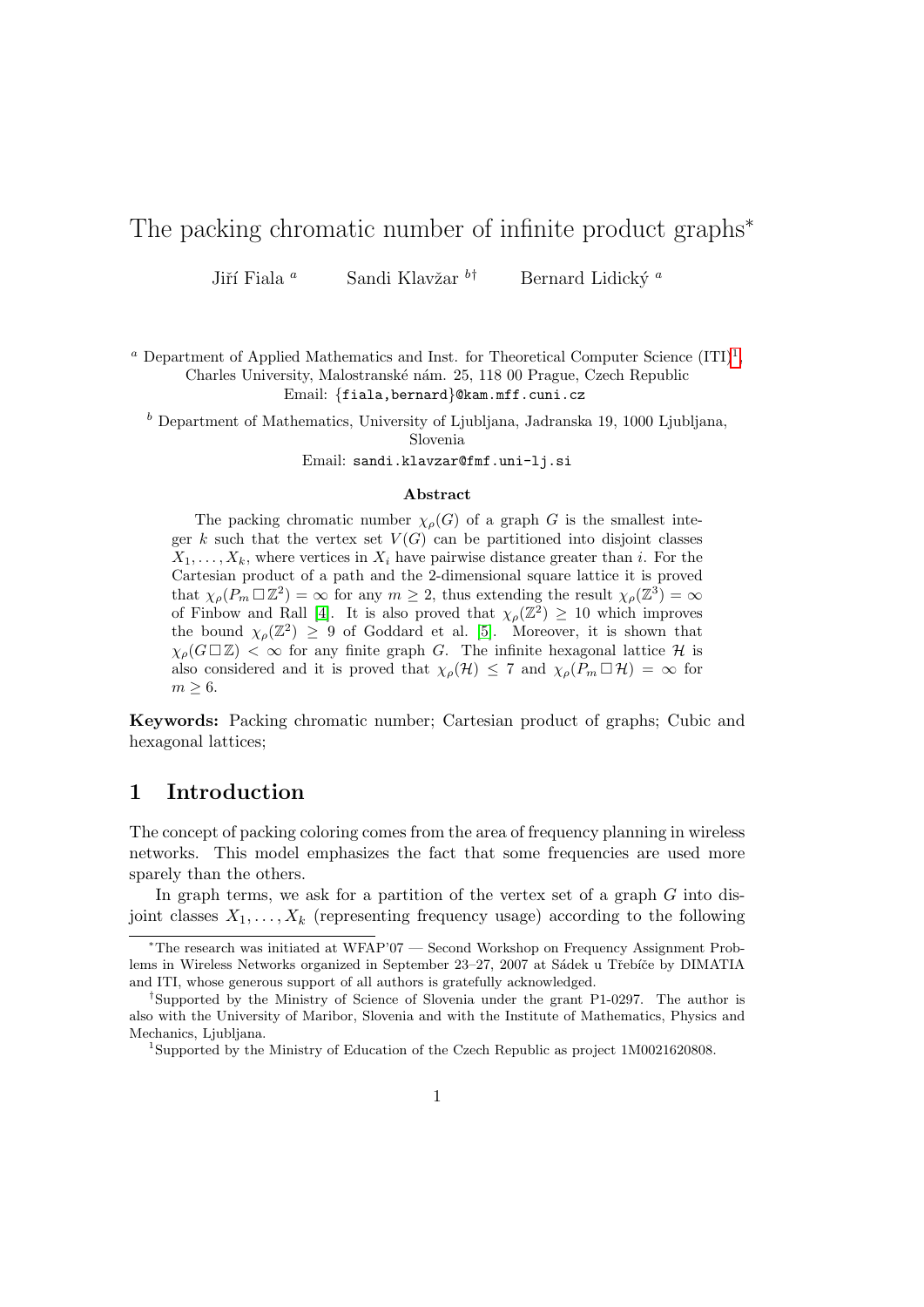# The packing chromatic number of infinite product graphs*

Jiří Fiala [a] Sandi Klavžar [b†] Bernard Lidický [a]

[a] Department of Applied Mathematics and Inst. for Theoretical Computer Science (ITI)[1], Charles University, Malostranské nám. 25, 118 00 Prague, Czech Republic
Email: {fiala,bernard}@kam.mff.cuni.cz

[b] Department of Mathematics, University of Ljubljana, Jadranska 19, 1000 Ljubljana, Slovenia
Email: sandi.klavzar@fmf.uni-lj.si

### Abstract

The packing chromatic number $\chi_\rho(G)$ of a graph $G$ is the smallest integer $k$ such that the vertex set $V(G)$ can be partitioned into disjoint classes $X_1, \ldots, X_k$, where vertices in $X_i$ have pairwise distance greater than $i$. For the Cartesian product of a path and the 2-dimensional square lattice it is proved that $\chi_\rho(P_m \,\square\, \mathbb{Z}^2) = \infty$ for any $m \geq 2$, thus extending the result $\chi_\rho(\mathbb{Z}^3) = \infty$ of Finbow and Rall [4]. It is also proved that $\chi_\rho(\mathbb{Z}^2) \geq 10$ which improves the bound $\chi_\rho(\mathbb{Z}^2) \geq 9$ of Goddard et al. [5]. Moreover, it is shown that $\chi_\rho(G \,\square\, \mathbb{Z}) < \infty$ for any finite graph $G$. The infinite hexagonal lattice $\mathcal{H}$ is also considered and it is proved that $\chi_\rho(\mathcal{H}) \leq 7$ and $\chi_\rho(P_m \,\square\, \mathcal{H}) = \infty$ for $m \geq 6$.

**Keywords:** Packing chromatic number; Cartesian product of graphs; Cubic and hexagonal lattices;

## 1 Introduction

The concept of packing coloring comes from the area of frequency planning in wireless networks. This model emphasizes the fact that some frequencies are used more sparely than the others.

In graph terms, we ask for a partition of the vertex set of a graph $G$ into disjoint classes $X_1, \ldots, X_k$ (representing frequency usage) according to the following

---

*The research was initiated at WFAP'07 — Second Workshop on Frequency Assignment Problems in Wireless Networks organized in September 23–27, 2007 at Sádek u Třebíče by DIMATIA and ITI, whose generous support of all authors is gratefully acknowledged.

†Supported by the Ministry of Science of Slovenia under the grant P1-0297. The author is also with the University of Maribor, Slovenia and with the Institute of Mathematics, Physics and Mechanics, Ljubljana.

[1]Supported by the Ministry of Education of the Czech Republic as project 1M0021620808.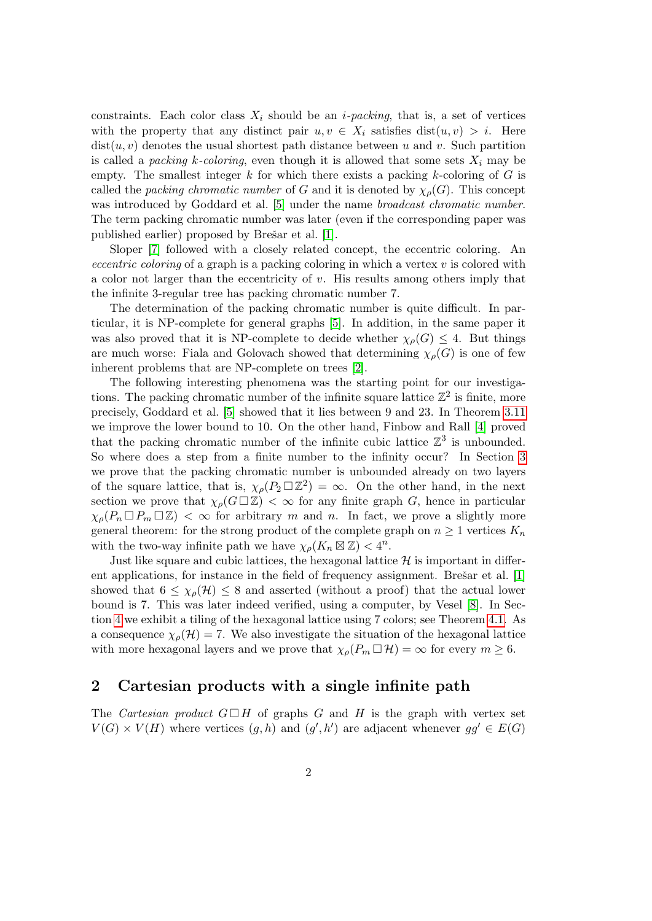constraints. Each color class $X_i$ should be an *i-packing*, that is, a set of vertices with the property that any distinct pair $u, v \in X_i$ satisfies $\text{dist}(u, v) > i$. Here $\text{dist}(u, v)$ denotes the usual shortest path distance between $u$ and $v$. Such partition is called a *packing k-coloring*, even though it is allowed that some sets $X_i$ may be empty. The smallest integer $k$ for which there exists a packing $k$-coloring of $G$ is called the *packing chromatic number* of $G$ and it is denoted by $\chi_\rho(G)$. This concept was introduced by Goddard et al. [5] under the name *broadcast chromatic number*. The term packing chromatic number was later (even if the corresponding paper was published earlier) proposed by Brešar et al. [1].

Sloper [7] followed with a closely related concept, the eccentric coloring. An *eccentric coloring* of a graph is a packing coloring in which a vertex $v$ is colored with a color not larger than the eccentricity of $v$. His results among others imply that the infinite 3-regular tree has packing chromatic number 7.

The determination of the packing chromatic number is quite difficult. In particular, it is NP-complete for general graphs [5]. In addition, in the same paper it was also proved that it is NP-complete to decide whether $\chi_\rho(G) \leq 4$. But things are much worse: Fiala and Golovach showed that determining $\chi_\rho(G)$ is one of few inherent problems that are NP-complete on trees [2].

The following interesting phenomena was the starting point for our investigations. The packing chromatic number of the infinite square lattice $\mathbb{Z}^2$ is finite, more precisely, Goddard et al. [5] showed that it lies between 9 and 23. In Theorem 3.11 we improve the lower bound to 10. On the other hand, Finbow and Rall [4] proved that the packing chromatic number of the infinite cubic lattice $\mathbb{Z}^3$ is unbounded. So where does a step from a finite number to the infinity occur? In Section 3 we prove that the packing chromatic number is unbounded already on two layers of the square lattice, that is, $\chi_\rho(P_2 \,\square\, \mathbb{Z}^2) = \infty$. On the other hand, in the next section we prove that $\chi_\rho(G \,\square\, \mathbb{Z}) < \infty$ for any finite graph $G$, hence in particular $\chi_\rho(P_n \,\square\, P_m \,\square\, \mathbb{Z}) < \infty$ for arbitrary $m$ and $n$. In fact, we prove a slightly more general theorem: for the strong product of the complete graph on $n \geq 1$ vertices $K_n$ with the two-way infinite path we have $\chi_\rho(K_n \boxtimes \mathbb{Z}) < 4^n$.

Just like square and cubic lattices, the hexagonal lattice $\mathcal{H}$ is important in different applications, for instance in the field of frequency assignment. Brešar et al. [1] showed that $6 \leq \chi_\rho(\mathcal{H}) \leq 8$ and asserted (without a proof) that the actual lower bound is 7. This was later indeed verified, using a computer, by Vesel [8]. In Section 4 we exhibit a tiling of the hexagonal lattice using 7 colors; see Theorem 4.1. As a consequence $\chi_\rho(\mathcal{H}) = 7$. We also investigate the situation of the hexagonal lattice with more hexagonal layers and we prove that $\chi_\rho(P_m \,\square\, \mathcal{H}) = \infty$ for every $m \geq 6$.

## 2 Cartesian products with a single infinite path

The *Cartesian product* $G \,\square\, H$ of graphs $G$ and $H$ is the graph with vertex set $V(G) \times V(H)$ where vertices $(g, h)$ and $(g', h')$ are adjacent whenever $gg' \in E(G)$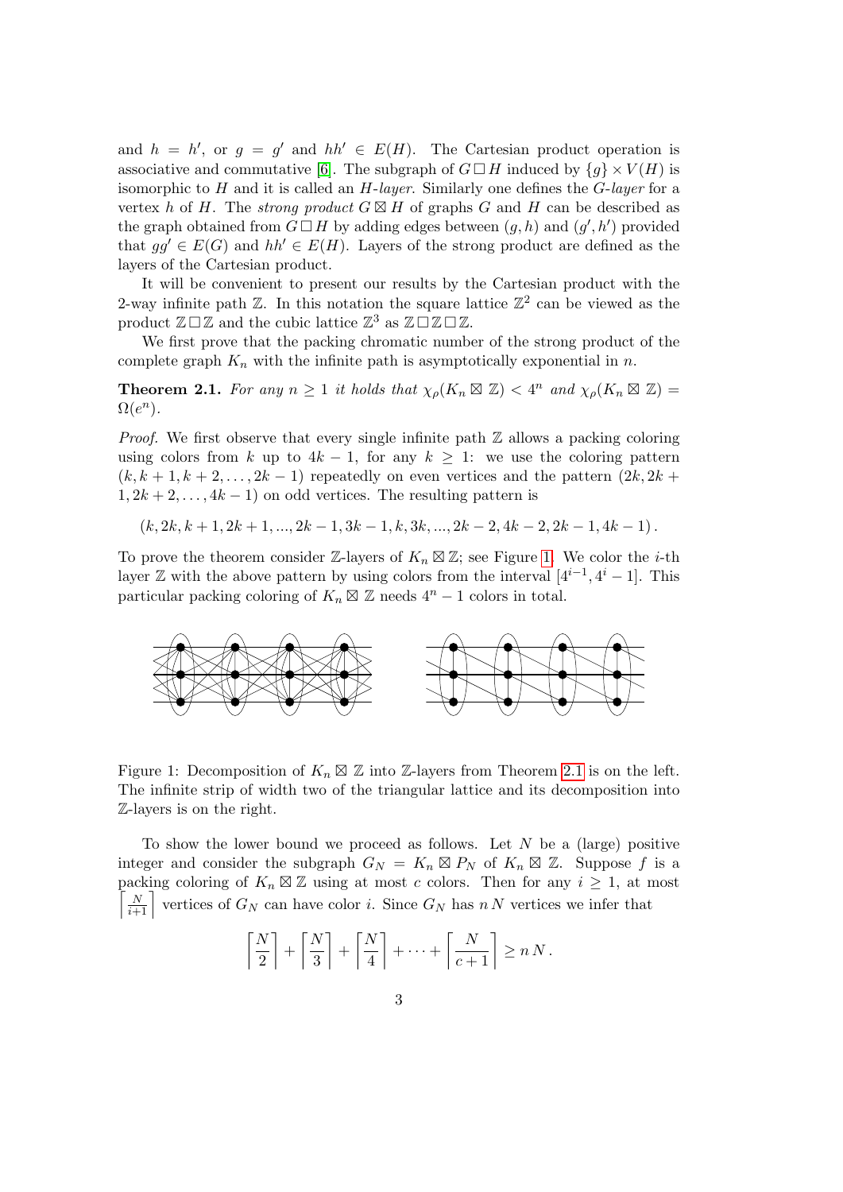and $h = h'$, or $g = g'$ and $hh' \in E(H)$. The Cartesian product operation is associative and commutative [6]. The subgraph of $G \,\Box\, H$ induced by $\{g\} \times V(H)$ is isomorphic to $H$ and it is called an *$H$-layer*. Similarly one defines the *$G$-layer* for a vertex $h$ of $H$. The *strong product* $G \boxtimes H$ of graphs $G$ and $H$ can be described as the graph obtained from $G \,\Box\, H$ by adding edges between $(g, h)$ and $(g', h')$ provided that $gg' \in E(G)$ and $hh' \in E(H)$. Layers of the strong product are defined as the layers of the Cartesian product.

It will be convenient to present our results by the Cartesian product with the 2-way infinite path $\mathbb{Z}$. In this notation the square lattice $\mathbb{Z}^2$ can be viewed as the product $\mathbb{Z} \,\Box\, \mathbb{Z}$ and the cubic lattice $\mathbb{Z}^3$ as $\mathbb{Z} \,\Box\, \mathbb{Z} \,\Box\, \mathbb{Z}$.

We first prove that the packing chromatic number of the strong product of the complete graph $K_n$ with the infinite path is asymptotically exponential in $n$.

**Theorem 2.1.** *For any $n \geq 1$ it holds that $\chi_\rho(K_n \boxtimes \mathbb{Z}) < 4^n$ and $\chi_\rho(K_n \boxtimes \mathbb{Z}) = \Omega(e^n)$.*

*Proof.* We first observe that every single infinite path $\mathbb{Z}$ allows a packing coloring using colors from $k$ up to $4k - 1$, for any $k \geq 1$: we use the coloring pattern $(k, k+1, k+2, \ldots, 2k-1)$ repeatedly on even vertices and the pattern $(2k, 2k+1, 2k+2, \ldots, 4k-1)$ on odd vertices. The resulting pattern is

$$(k, 2k, k+1, 2k+1, ..., 2k-1, 3k-1, k, 3k, ..., 2k-2, 4k-2, 2k-1, 4k-1)\,.$$

To prove the theorem consider $\mathbb{Z}$-layers of $K_n \boxtimes \mathbb{Z}$; see Figure 1. We color the $i$-th layer $\mathbb{Z}$ with the above pattern by using colors from the interval $[4^{i-1}, 4^i - 1]$. This particular packing coloring of $K_n \boxtimes \mathbb{Z}$ needs $4^n - 1$ colors in total.

Figure 1: Decomposition of $K_n \boxtimes \mathbb{Z}$ into $\mathbb{Z}$-layers from Theorem 2.1 is on the left. The infinite strip of width two of the triangular lattice and its decomposition into $\mathbb{Z}$-layers is on the right.

To show the lower bound we proceed as follows. Let $N$ be a (large) positive integer and consider the subgraph $G_N = K_n \boxtimes P_N$ of $K_n \boxtimes \mathbb{Z}$. Suppose $f$ is a packing coloring of $K_n \boxtimes \mathbb{Z}$ using at most $c$ colors. Then for any $i \geq 1$, at most $\left\lceil \frac{N}{i+1} \right\rceil$ vertices of $G_N$ can have color $i$. Since $G_N$ has $n\,N$ vertices we infer that

$$\left\lceil \frac{N}{2} \right\rceil + \left\lceil \frac{N}{3} \right\rceil + \left\lceil \frac{N}{4} \right\rceil + \cdots + \left\lceil \frac{N}{c+1} \right\rceil \geq n\,N\,.$$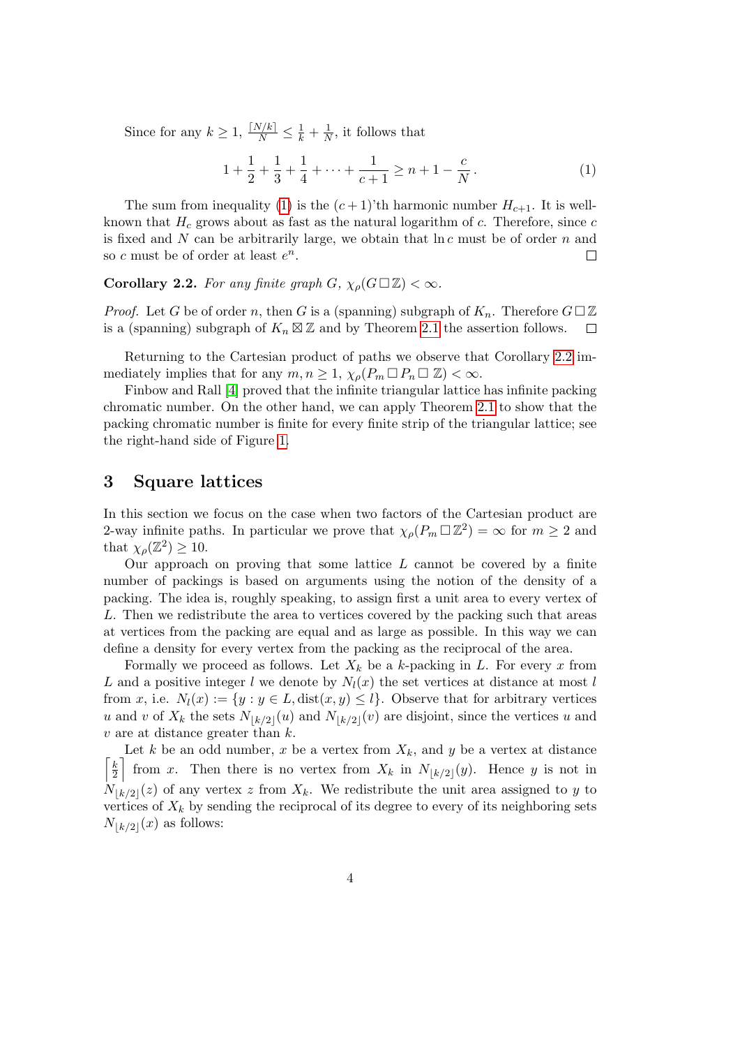Since for any $k \geq 1$, $\frac{\lceil N/k \rceil}{N} \leq \frac{1}{k} + \frac{1}{N}$, it follows that

$$1 + \frac{1}{2} + \frac{1}{3} + \frac{1}{4} + \cdots + \frac{1}{c+1} \geq n + 1 - \frac{c}{N}. \tag{1}$$

The sum from inequality (1) is the $(c+1)$'th harmonic number $H_{c+1}$. It is well-known that $H_c$ grows about as fast as the natural logarithm of $c$. Therefore, since $c$ is fixed and $N$ can be arbitrarily large, we obtain that $\ln c$ must be of order $n$ and so $c$ must be of order at least $e^n$. □

**Corollary 2.2.** *For any finite graph $G$, $\chi_\rho(G \,\square\, \mathbb{Z}) < \infty$.*

*Proof.* Let $G$ be of order $n$, then $G$ is a (spanning) subgraph of $K_n$. Therefore $G \,\square\, \mathbb{Z}$ is a (spanning) subgraph of $K_n \boxtimes \mathbb{Z}$ and by Theorem 2.1 the assertion follows. □

Returning to the Cartesian product of paths we observe that Corollary 2.2 immediately implies that for any $m, n \geq 1$, $\chi_\rho(P_m \,\square\, P_n \,\square\, \mathbb{Z}) < \infty$.

Finbow and Rall [4] proved that the infinite triangular lattice has infinite packing chromatic number. On the other hand, we can apply Theorem 2.1 to show that the packing chromatic number is finite for every finite strip of the triangular lattice; see the right-hand side of Figure 1.

## 3 Square lattices

In this section we focus on the case when two factors of the Cartesian product are 2-way infinite paths. In particular we prove that $\chi_\rho(P_m \,\square\, \mathbb{Z}^2) = \infty$ for $m \geq 2$ and that $\chi_\rho(\mathbb{Z}^2) \geq 10$.

Our approach on proving that some lattice $L$ cannot be covered by a finite number of packings is based on arguments using the notion of the density of a packing. The idea is, roughly speaking, to assign first a unit area to every vertex of $L$. Then we redistribute the area to vertices covered by the packing such that areas at vertices from the packing are equal and as large as possible. In this way we can define a density for every vertex from the packing as the reciprocal of the area.

Formally we proceed as follows. Let $X_k$ be a $k$-packing in $L$. For every $x$ from $L$ and a positive integer $l$ we denote by $N_l(x)$ the set vertices at distance at most $l$ from $x$, i.e. $N_l(x) := \{y : y \in L, \mathrm{dist}(x, y) \leq l\}$. Observe that for arbitrary vertices $u$ and $v$ of $X_k$ the sets $N_{\lfloor k/2 \rfloor}(u)$ and $N_{\lfloor k/2 \rfloor}(v)$ are disjoint, since the vertices $u$ and $v$ are at distance greater than $k$.

Let $k$ be an odd number, $x$ be a vertex from $X_k$, and $y$ be a vertex at distance $\left\lceil \frac{k}{2} \right\rceil$ from $x$. Then there is no vertex from $X_k$ in $N_{\lfloor k/2 \rfloor}(y)$. Hence $y$ is not in $N_{\lfloor k/2 \rfloor}(z)$ of any vertex $z$ from $X_k$. We redistribute the unit area assigned to $y$ to vertices of $X_k$ by sending the reciprocal of its degree to every of its neighboring sets $N_{\lfloor k/2 \rfloor}(x)$ as follows: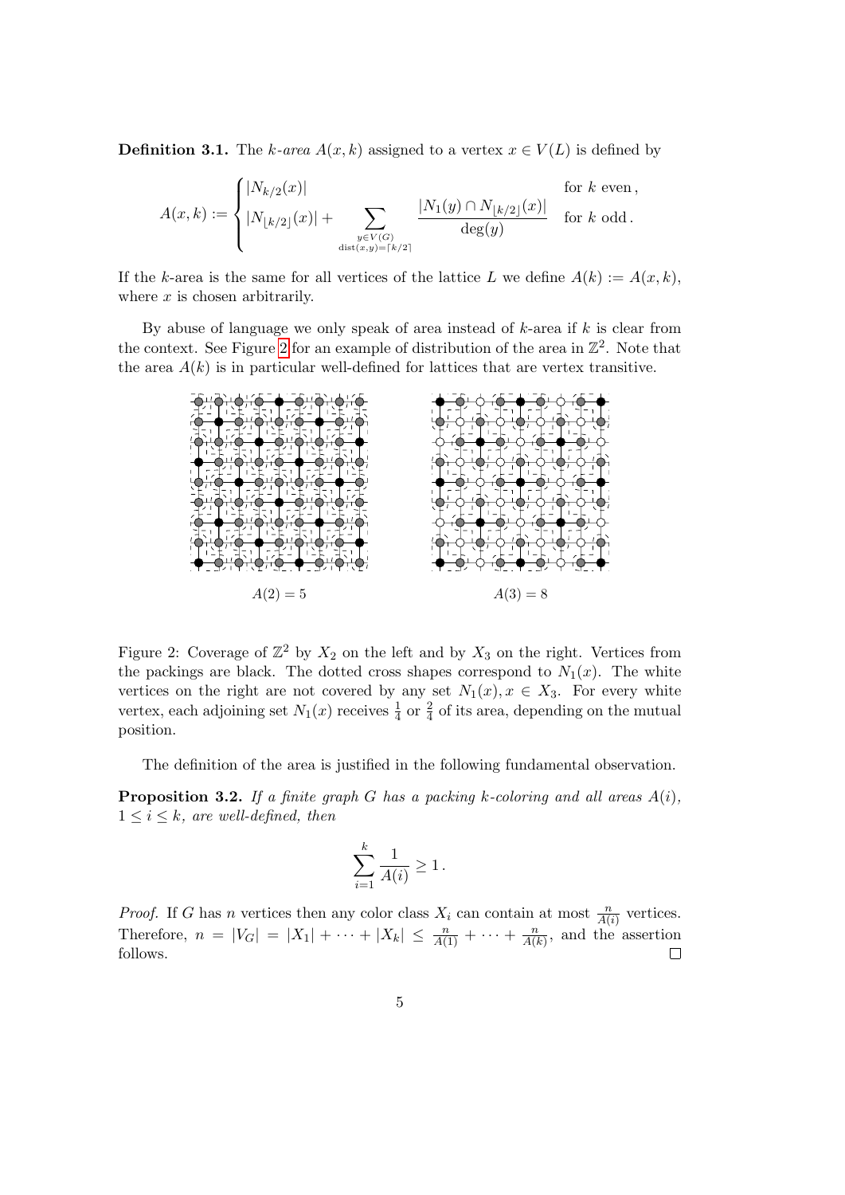**Definition 3.1.** The *k-area* $A(x,k)$ assigned to a vertex $x \in V(L)$ is defined by

$$A(x,k) := \begin{cases} |N_{k/2}(x)| & \text{for } k \text{ even}, \\ |N_{\lfloor k/2 \rfloor}(x)| + \displaystyle\sum_{\substack{y \in V(G) \\ \operatorname{dist}(x,y) = \lceil k/2 \rceil}} \frac{|N_1(y) \cap N_{\lfloor k/2 \rfloor}(x)|}{\deg(y)} & \text{for } k \text{ odd}. \end{cases}$$

If the $k$-area is the same for all vertices of the lattice $L$ we define $A(k) := A(x,k)$, where $x$ is chosen arbitrarily.

By abuse of language we only speak of area instead of $k$-area if $k$ is clear from the context. See Figure 2 for an example of distribution of the area in $\mathbb{Z}^2$. Note that the area $A(k)$ is in particular well-defined for lattices that are vertex transitive.

$A(2) = 5$ $\qquad\qquad$ $A(3) = 8$

Figure 2: Coverage of $\mathbb{Z}^2$ by $X_2$ on the left and by $X_3$ on the right. Vertices from the packings are black. The dotted cross shapes correspond to $N_1(x)$. The white vertices on the right are not covered by any set $N_1(x), x \in X_3$. For every white vertex, each adjoining set $N_1(x)$ receives $\frac{1}{4}$ or $\frac{2}{4}$ of its area, depending on the mutual position.

The definition of the area is justified in the following fundamental observation.

**Proposition 3.2.** *If a finite graph $G$ has a packing $k$-coloring and all areas $A(i)$, $1 \le i \le k$, are well-defined, then*

$$\sum_{i=1}^{k} \frac{1}{A(i)} \ge 1.$$

*Proof.* If $G$ has $n$ vertices then any color class $X_i$ can contain at most $\frac{n}{A(i)}$ vertices. Therefore, $n = |V_G| = |X_1| + \cdots + |X_k| \le \frac{n}{A(1)} + \cdots + \frac{n}{A(k)}$, and the assertion follows. $\square$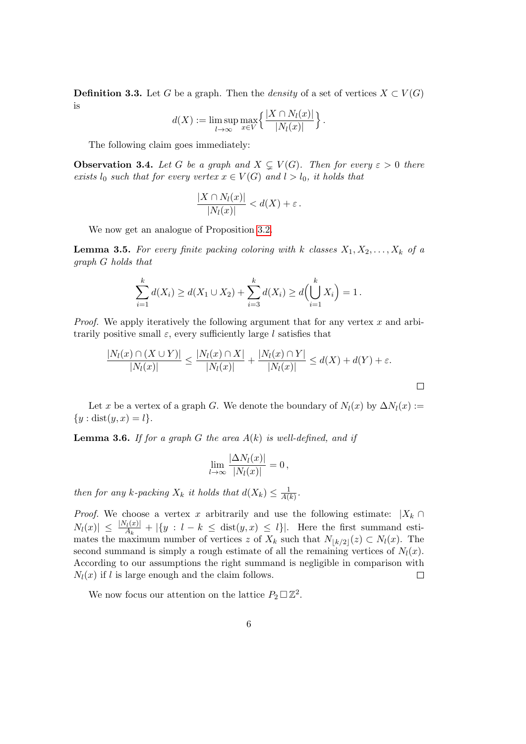**Definition 3.3.** Let $G$ be a graph. Then the *density* of a set of vertices $X \subset V(G)$ is

$$d(X) := \limsup_{l \to \infty} \max_{x \in V} \left\{ \frac{|X \cap N_l(x)|}{|N_l(x)|} \right\}.$$

The following claim goes immediately:

**Observation 3.4.** *Let $G$ be a graph and $X \subsetneq V(G)$. Then for every $\varepsilon > 0$ there exists $l_0$ such that for every vertex $x \in V(G)$ and $l > l_0$, it holds that*

$$\frac{|X \cap N_l(x)|}{|N_l(x)|} < d(X) + \varepsilon .$$

We now get an analogue of Proposition 3.2.

**Lemma 3.5.** *For every finite packing coloring with $k$ classes $X_1, X_2, \ldots, X_k$ of a graph $G$ holds that*

$$\sum_{i=1}^{k} d(X_i) \geq d(X_1 \cup X_2) + \sum_{i=3}^{k} d(X_i) \geq d\Big(\bigcup_{i=1}^{k} X_i\Big) = 1 .$$

*Proof.* We apply iteratively the following argument that for any vertex $x$ and arbitrarily positive small $\varepsilon$, every sufficiently large $l$ satisfies that

$$\frac{|N_l(x) \cap (X \cup Y)|}{|N_l(x)|} \leq \frac{|N_l(x) \cap X|}{|N_l(x)|} + \frac{|N_l(x) \cap Y|}{|N_l(x)|} \leq d(X) + d(Y) + \varepsilon.$$

□

Let $x$ be a vertex of a graph $G$. We denote the boundary of $N_l(x)$ by $\Delta N_l(x) := \{y : \mathrm{dist}(y, x) = l\}$.

**Lemma 3.6.** *If for a graph $G$ the area $A(k)$ is well-defined, and if*

$$\lim_{l \to \infty} \frac{|\Delta N_l(x)|}{|N_l(x)|} = 0 ,$$

*then for any $k$-packing $X_k$ it holds that $d(X_k) \leq \frac{1}{A(k)}$.*

*Proof.* We choose a vertex $x$ arbitrarily and use the following estimate: $|X_k \cap N_l(x)| \leq \frac{|N_l(x)|}{A_k} + |\{y : l - k \leq \mathrm{dist}(y, x) \leq l\}|$. Here the first summand estimates the maximum number of vertices $z$ of $X_k$ such that $N_{\lfloor k/2 \rfloor}(z) \subset N_l(x)$. The second summand is simply a rough estimate of all the remaining vertices of $N_l(x)$. According to our assumptions the right summand is negligible in comparison with $N_l(x)$ if $l$ is large enough and the claim follows. □

We now focus our attention on the lattice $P_2 \,\square\, \mathbb{Z}^2$.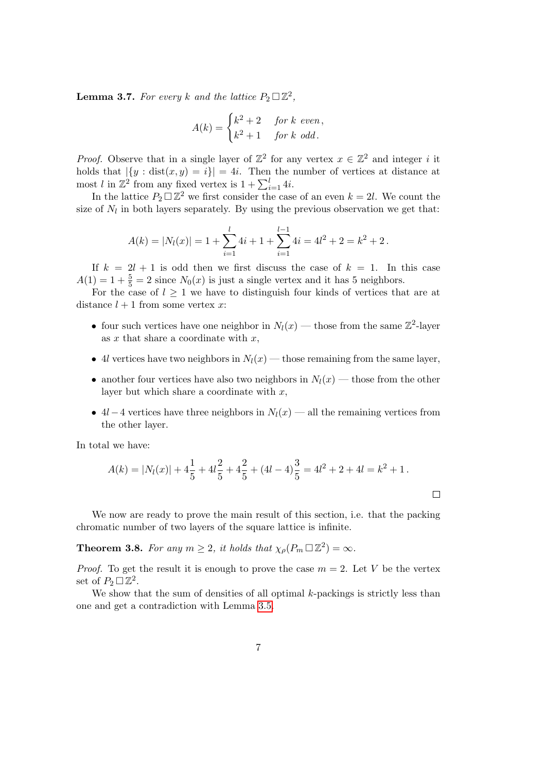**Lemma 3.7.** *For every $k$ and the lattice $P_2 \,\square\, \mathbb{Z}^2$,*

$$A(k) = \begin{cases} k^2 + 2 & \text{for } k \text{ even}, \\ k^2 + 1 & \text{for } k \text{ odd}. \end{cases}$$

*Proof.* Observe that in a single layer of $\mathbb{Z}^2$ for any vertex $x \in \mathbb{Z}^2$ and integer $i$ it holds that $|\{y : \mathrm{dist}(x, y) = i\}| = 4i$. Then the number of vertices at distance at most $l$ in $\mathbb{Z}^2$ from any fixed vertex is $1 + \sum_{i=1}^{l} 4i$.

In the lattice $P_2 \,\square\, \mathbb{Z}^2$ we first consider the case of an even $k = 2l$. We count the size of $N_l$ in both layers separately. By using the previous observation we get that:

$$A(k) = |N_l(x)| = 1 + \sum_{i=1}^{l} 4i + 1 + \sum_{i=1}^{l-1} 4i = 4l^2 + 2 = k^2 + 2\,.$$

If $k = 2l + 1$ is odd then we first discuss the case of $k = 1$. In this case $A(1) = 1 + \frac{5}{5} = 2$ since $N_0(x)$ is just a single vertex and it has 5 neighbors.

For the case of $l \geq 1$ we have to distinguish four kinds of vertices that are at distance $l + 1$ from some vertex $x$:

- four such vertices have one neighbor in $N_l(x)$ — those from the same $\mathbb{Z}^2$-layer as $x$ that share a coordinate with $x$,
- $4l$ vertices have two neighbors in $N_l(x)$ — those remaining from the same layer,
- another four vertices have also two neighbors in $N_l(x)$ — those from the other layer but which share a coordinate with $x$,
- $4l - 4$ vertices have three neighbors in $N_l(x)$ — all the remaining vertices from the other layer.

In total we have:

$$A(k) = |N_l(x)| + 4\frac{1}{5} + 4l\frac{2}{5} + 4\frac{2}{5} + (4l - 4)\frac{3}{5} = 4l^2 + 2 + 4l = k^2 + 1\,.$$

$\square$

We now are ready to prove the main result of this section, i.e. that the packing chromatic number of two layers of the square lattice is infinite.

**Theorem 3.8.** *For any $m \geq 2$, it holds that $\chi_\rho(P_m \,\square\, \mathbb{Z}^2) = \infty$.*

*Proof.* To get the result it is enough to prove the case $m = 2$. Let $V$ be the vertex set of $P_2 \,\square\, \mathbb{Z}^2$.

We show that the sum of densities of all optimal $k$-packings is strictly less than one and get a contradiction with Lemma 3.5.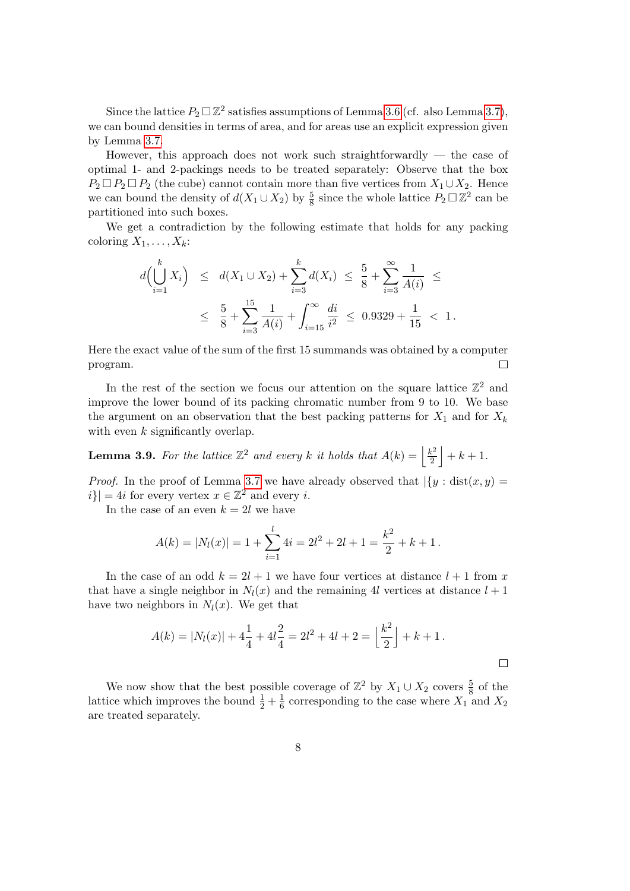Since the lattice $P_2 \,\square\, \mathbb{Z}^2$ satisfies assumptions of Lemma 3.6 (cf. also Lemma 3.7), we can bound densities in terms of area, and for areas use an explicit expression given by Lemma 3.7.

However, this approach does not work such straightforwardly — the case of optimal 1- and 2-packings needs to be treated separately: Observe that the box $P_2 \,\square\, P_2 \,\square\, P_2$ (the cube) cannot contain more than five vertices from $X_1 \cup X_2$. Hence we can bound the density of $d(X_1 \cup X_2)$ by $\frac{5}{8}$ since the whole lattice $P_2 \,\square\, \mathbb{Z}^2$ can be partitioned into such boxes.

We get a contradiction by the following estimate that holds for any packing coloring $X_1, \ldots, X_k$:

$$
\begin{aligned}
d\Big(\bigcup_{i=1}^{k} X_i\Big) \;&\leq\; d(X_1 \cup X_2) + \sum_{i=3}^{k} d(X_i) \;\leq\; \frac{5}{8} + \sum_{i=3}^{\infty} \frac{1}{A(i)} \;\leq \\
&\leq\; \frac{5}{8} + \sum_{i=3}^{15} \frac{1}{A(i)} + \int_{i=15}^{\infty} \frac{di}{i^2} \;\leq\; 0.9329 + \frac{1}{15} \;<\; 1\,.
\end{aligned}
$$

Here the exact value of the sum of the first 15 summands was obtained by a computer program. $\square$

In the rest of the section we focus our attention on the square lattice $\mathbb{Z}^2$ and improve the lower bound of its packing chromatic number from 9 to 10. We base the argument on an observation that the best packing patterns for $X_1$ and for $X_k$ with even $k$ significantly overlap.

**Lemma 3.9.** *For the lattice $\mathbb{Z}^2$ and every $k$ it holds that $A(k) = \left\lfloor \frac{k^2}{2} \right\rfloor + k + 1$.*

*Proof.* In the proof of Lemma 3.7 we have already observed that $|\{y : \mathrm{dist}(x, y) = i\}| = 4i$ for every vertex $x \in \mathbb{Z}^2$ and every $i$.

In the case of an even $k = 2l$ we have

$$
A(k) = |N_l(x)| = 1 + \sum_{i=1}^{l} 4i = 2l^2 + 2l + 1 = \frac{k^2}{2} + k + 1\,.
$$

In the case of an odd $k = 2l + 1$ we have four vertices at distance $l + 1$ from $x$ that have a single neighbor in $N_l(x)$ and the remaining $4l$ vertices at distance $l + 1$ have two neighbors in $N_l(x)$. We get that

$$
A(k) = |N_l(x)| + 4\frac{1}{4} + 4l\frac{2}{4} = 2l^2 + 4l + 2 = \left\lfloor \frac{k^2}{2} \right\rfloor + k + 1\,.
$$

$\square$

We now show that the best possible coverage of $\mathbb{Z}^2$ by $X_1 \cup X_2$ covers $\frac{5}{8}$ of the lattice which improves the bound $\frac{1}{2} + \frac{1}{6}$ corresponding to the case where $X_1$ and $X_2$ are treated separately.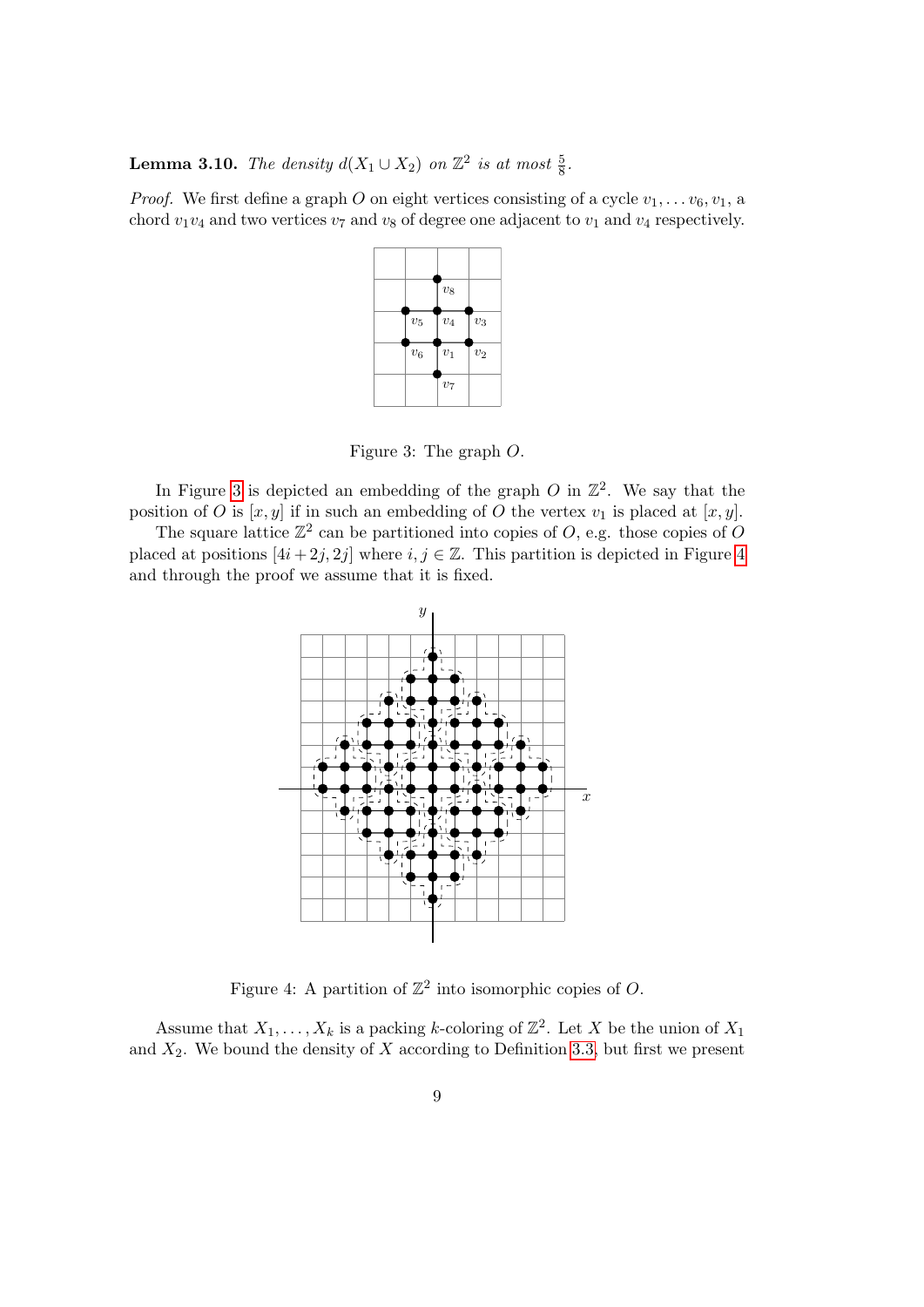**Lemma 3.10.** *The density $d(X_1 \cup X_2)$ on $\mathbb{Z}^2$ is at most $\frac{5}{8}$.*

*Proof.* We first define a graph $O$ on eight vertices consisting of a cycle $v_1, \dots v_6, v_1$, a chord $v_1v_4$ and two vertices $v_7$ and $v_8$ of degree one adjacent to $v_1$ and $v_4$ respectively.

Figure 3: The graph $O$.

In Figure 3 is depicted an embedding of the graph $O$ in $\mathbb{Z}^2$. We say that the position of $O$ is $[x, y]$ if in such an embedding of $O$ the vertex $v_1$ is placed at $[x, y]$.

The square lattice $\mathbb{Z}^2$ can be partitioned into copies of $O$, e.g. those copies of $O$ placed at positions $[4i + 2j, 2j]$ where $i, j \in \mathbb{Z}$. This partition is depicted in Figure 4 and through the proof we assume that it is fixed.

Figure 4: A partition of $\mathbb{Z}^2$ into isomorphic copies of $O$.

Assume that $X_1, \dots, X_k$ is a packing $k$-coloring of $\mathbb{Z}^2$. Let $X$ be the union of $X_1$ and $X_2$. We bound the density of $X$ according to Definition 3.3, but first we present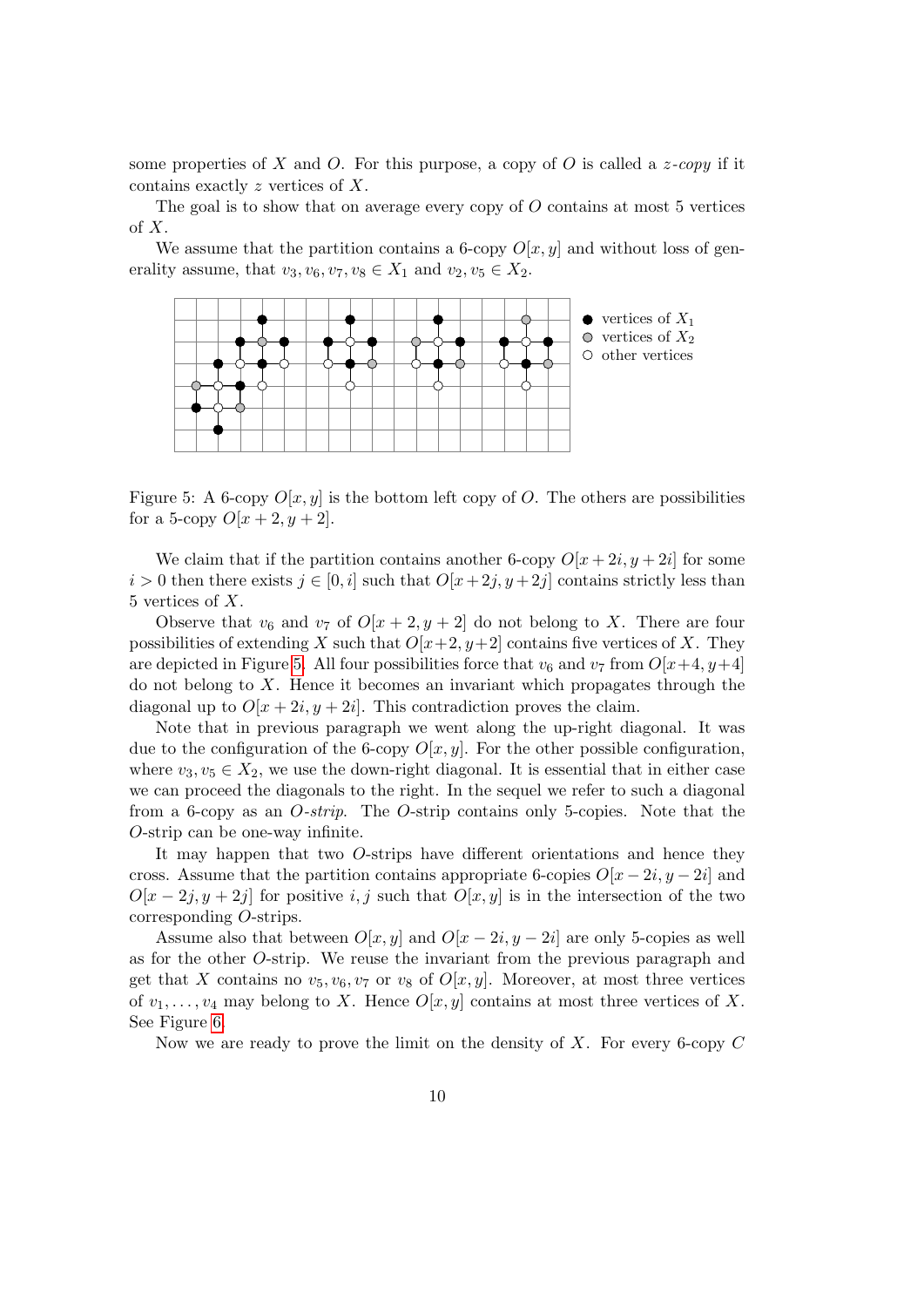some properties of $X$ and $O$. For this purpose, a copy of $O$ is called a *$z$-copy* if it contains exactly $z$ vertices of $X$.

The goal is to show that on average every copy of $O$ contains at most 5 vertices of $X$.

We assume that the partition contains a 6-copy $O[x, y]$ and without loss of generality assume, that $v_3, v_6, v_7, v_8 \in X_1$ and $v_2, v_5 \in X_2$.

Figure 5: A 6-copy $O[x, y]$ is the bottom left copy of $O$. The others are possibilities for a 5-copy $O[x + 2, y + 2]$.

We claim that if the partition contains another 6-copy $O[x + 2i, y + 2i]$ for some $i > 0$ then there exists $j \in [0, i]$ such that $O[x+2j, y+2j]$ contains strictly less than 5 vertices of $X$.

Observe that $v_6$ and $v_7$ of $O[x + 2, y + 2]$ do not belong to $X$. There are four possibilities of extending $X$ such that $O[x+2, y+2]$ contains five vertices of $X$. They are depicted in Figure 5. All four possibilities force that $v_6$ and $v_7$ from $O[x+4, y+4]$ do not belong to $X$. Hence it becomes an invariant which propagates through the diagonal up to $O[x + 2i, y + 2i]$. This contradiction proves the claim.

Note that in previous paragraph we went along the up-right diagonal. It was due to the configuration of the 6-copy $O[x, y]$. For the other possible configuration, where $v_3, v_5 \in X_2$, we use the down-right diagonal. It is essential that in either case we can proceed the diagonals to the right. In the sequel we refer to such a diagonal from a 6-copy as an *$O$-strip*. The $O$-strip contains only 5-copies. Note that the $O$-strip can be one-way infinite.

It may happen that two $O$-strips have different orientations and hence they cross. Assume that the partition contains appropriate 6-copies $O[x - 2i, y - 2i]$ and $O[x - 2j, y + 2j]$ for positive $i, j$ such that $O[x, y]$ is in the intersection of the two corresponding $O$-strips.

Assume also that between $O[x, y]$ and $O[x - 2i, y - 2i]$ are only 5-copies as well as for the other $O$-strip. We reuse the invariant from the previous paragraph and get that $X$ contains no $v_5, v_6, v_7$ or $v_8$ of $O[x, y]$. Moreover, at most three vertices of $v_1, \ldots, v_4$ may belong to $X$. Hence $O[x, y]$ contains at most three vertices of $X$. See Figure 6.

Now we are ready to prove the limit on the density of $X$. For every 6-copy $C$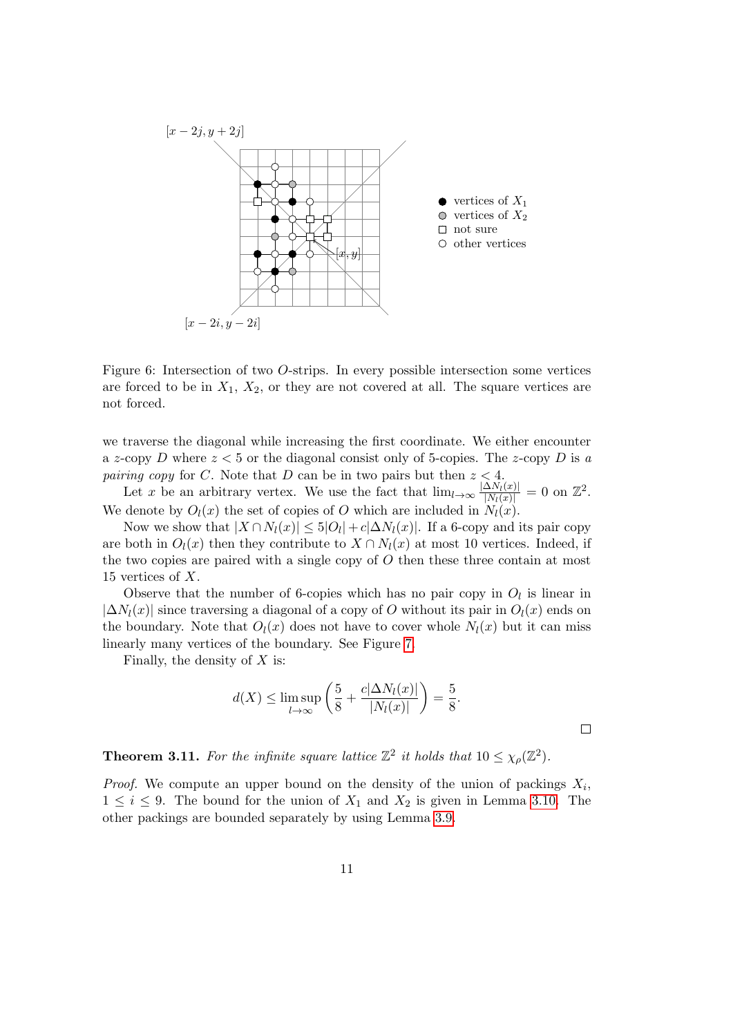Figure 6: Intersection of two $O$-strips. In every possible intersection some vertices are forced to be in $X_1$, $X_2$, or they are not covered at all. The square vertices are not forced.

we traverse the diagonal while increasing the first coordinate. We either encounter a $z$-copy $D$ where $z < 5$ or the diagonal consist only of 5-copies. The $z$-copy $D$ is *a pairing copy* for $C$. Note that $D$ can be in two pairs but then $z < 4$.

Let $x$ be an arbitrary vertex. We use the fact that $\lim_{l\to\infty} \frac{|\Delta N_l(x)|}{|N_l(x)|} = 0$ on $\mathbb{Z}^2$. We denote by $O_l(x)$ the set of copies of $O$ which are included in $N_l(x)$.

Now we show that $|X \cap N_l(x)| \leq 5|O_l| + c|\Delta N_l(x)|$. If a 6-copy and its pair copy are both in $O_l(x)$ then they contribute to $X \cap N_l(x)$ at most 10 vertices. Indeed, if the two copies are paired with a single copy of $O$ then these three contain at most 15 vertices of $X$.

Observe that the number of 6-copies which has no pair copy in $O_l$ is linear in $|\Delta N_l(x)|$ since traversing a diagonal of a copy of $O$ without its pair in $O_l(x)$ ends on the boundary. Note that $O_l(x)$ does not have to cover whole $N_l(x)$ but it can miss linearly many vertices of the boundary. See Figure 7.

Finally, the density of $X$ is:

$$d(X) \leq \limsup_{l\to\infty} \left( \frac{5}{8} + \frac{c|\Delta N_l(x)|}{|N_l(x)|} \right) = \frac{5}{8}.$$

□

**Theorem 3.11.** *For the infinite square lattice $\mathbb{Z}^2$ it holds that $10 \leq \chi_\rho(\mathbb{Z}^2)$.*

*Proof.* We compute an upper bound on the density of the union of packings $X_i$, $1 \leq i \leq 9$. The bound for the union of $X_1$ and $X_2$ is given in Lemma 3.10. The other packings are bounded separately by using Lemma 3.9.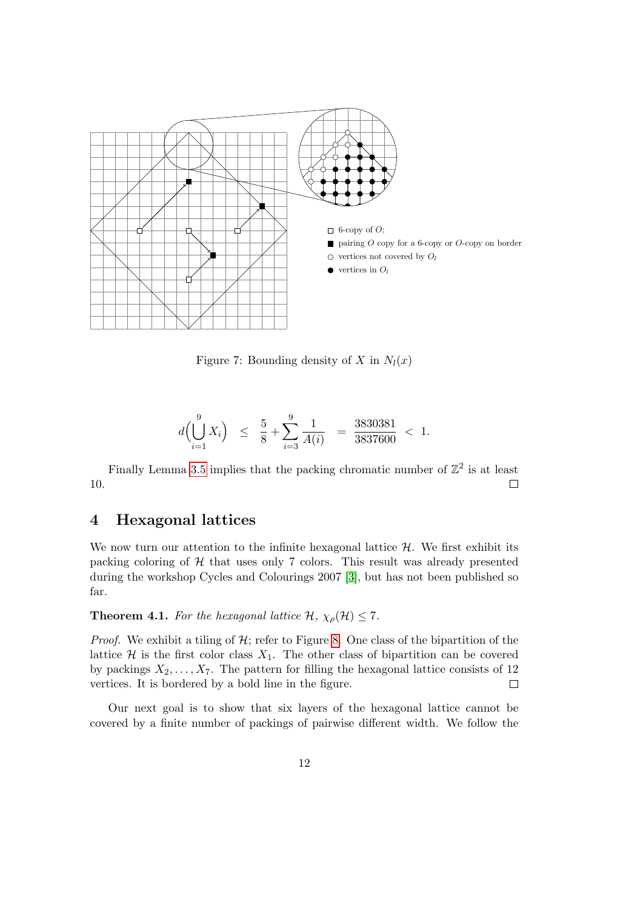Figure 7: Bounding density of $X$ in $N_l(x)$

$$d\Big(\bigcup_{i=1}^{9} X_i\Big) \;\le\; \frac{5}{8} + \sum_{i=3}^{9} \frac{1}{A(i)} \;=\; \frac{3830381}{3837600} \;<\; 1.$$

Finally Lemma 3.5 implies that the packing chromatic number of $\mathbb{Z}^2$ is at least 10. $\square$

## 4 Hexagonal lattices

We now turn our attention to the infinite hexagonal lattice $\mathcal{H}$. We first exhibit its packing coloring of $\mathcal{H}$ that uses only 7 colors. This result was already presented during the workshop Cycles and Colourings 2007 [3], but has not been published so far.

**Theorem 4.1.** *For the hexagonal lattice $\mathcal{H}$, $\chi_\rho(\mathcal{H}) \le 7$.*

*Proof.* We exhibit a tiling of $\mathcal{H}$; refer to Figure 8. One class of the bipartition of the lattice $\mathcal{H}$ is the first color class $X_1$. The other class of bipartition can be covered by packings $X_2, \dots, X_7$. The pattern for filling the hexagonal lattice consists of 12 vertices. It is bordered by a bold line in the figure. $\square$

Our next goal is to show that six layers of the hexagonal lattice cannot be covered by a finite number of packings of pairwise different width. We follow the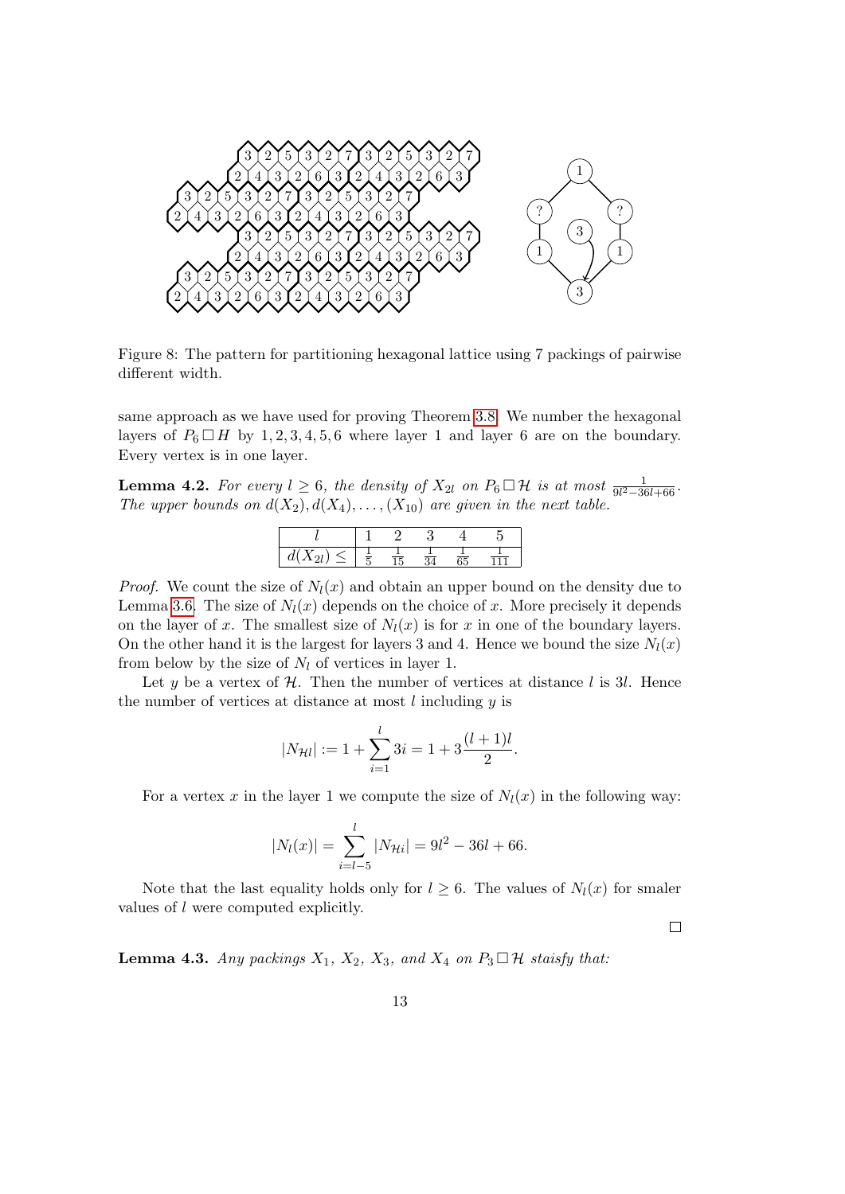Figure 8: The pattern for partitioning hexagonal lattice using 7 packings of pairwise different width.

same approach as we have used for proving Theorem 3.8. We number the hexagonal layers of $P_6 \,\square\, H$ by 1, 2, 3, 4, 5, 6 where layer 1 and layer 6 are on the boundary. Every vertex is in one layer.

**Lemma 4.2.** *For every $l \geq 6$, the density of $X_{2l}$ on $P_6 \,\square\, \mathcal{H}$ is at most $\frac{1}{9l^2-36l+66}$. The upper bounds on $d(X_2), d(X_4), \ldots, (X_{10})$ are given in the next table.*

| $l$ | 1 | 2 | 3 | 4 | 5 |
|---|---|---|---|---|---|
| $d(X_{2l}) \leq$ | $\frac{1}{5}$ | $\frac{1}{15}$ | $\frac{1}{34}$ | $\frac{1}{65}$ | $\frac{1}{111}$ |

*Proof.* We count the size of $N_l(x)$ and obtain an upper bound on the density due to Lemma 3.6. The size of $N_l(x)$ depends on the choice of $x$. More precisely it depends on the layer of $x$. The smallest size of $N_l(x)$ is for $x$ in one of the boundary layers. On the other hand it is the largest for layers 3 and 4. Hence we bound the size $N_l(x)$ from below by the size of $N_l$ of vertices in layer 1.

Let $y$ be a vertex of $\mathcal{H}$. Then the number of vertices at distance $l$ is $3l$. Hence the number of vertices at distance at most $l$ including $y$ is

$$|N_{\mathcal{H}l}| := 1 + \sum_{i=1}^{l} 3i = 1 + 3\frac{(l+1)l}{2}.$$

For a vertex $x$ in the layer 1 we compute the size of $N_l(x)$ in the following way:

$$|N_l(x)| = \sum_{i=l-5}^{l} |N_{\mathcal{H}i}| = 9l^2 - 36l + 66.$$

Note that the last equality holds only for $l \geq 6$. The values of $N_l(x)$ for smaler values of $l$ were computed explicitly.

□

**Lemma 4.3.** *Any packings $X_1$, $X_2$, $X_3$, and $X_4$ on $P_3 \,\square\, \mathcal{H}$ staisfy that:*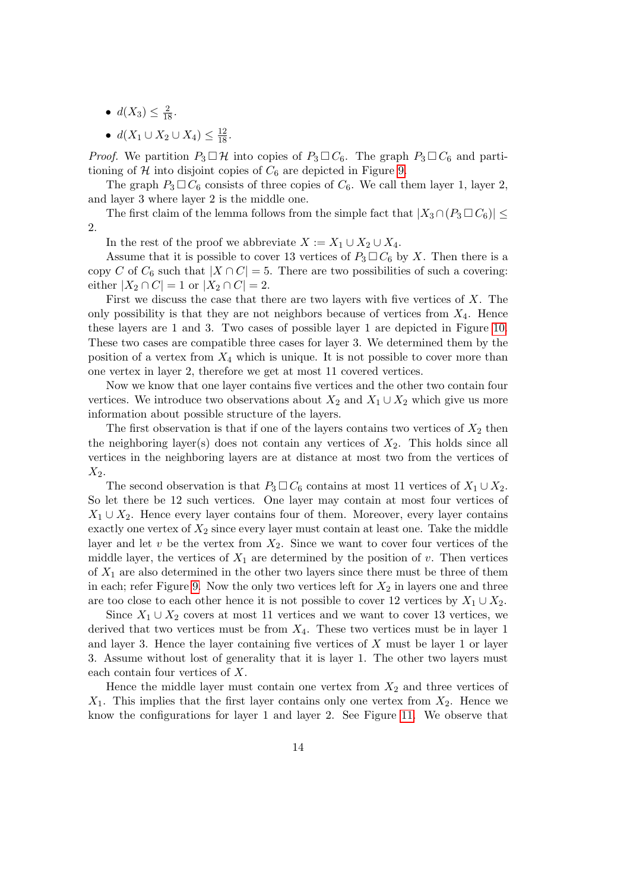- $d(X_3) \leq \frac{2}{18}$.
- $d(X_1 \cup X_2 \cup X_4) \leq \frac{12}{18}$.

*Proof.* We partition $P_3 \square \mathcal{H}$ into copies of $P_3 \square C_6$. The graph $P_3 \square C_6$ and partitioning of $\mathcal{H}$ into disjoint copies of $C_6$ are depicted in Figure 9.

The graph $P_3 \square C_6$ consists of three copies of $C_6$. We call them layer 1, layer 2, and layer 3 where layer 2 is the middle one.

The first claim of the lemma follows from the simple fact that $|X_3 \cap (P_3 \square C_6)| \leq 2$.

In the rest of the proof we abbreviate $X := X_1 \cup X_2 \cup X_4$.

Assume that it is possible to cover 13 vertices of $P_3 \square C_6$ by $X$. Then there is a copy $C$ of $C_6$ such that $|X \cap C| = 5$. There are two possibilities of such a covering: either $|X_2 \cap C| = 1$ or $|X_2 \cap C| = 2$.

First we discuss the case that there are two layers with five vertices of $X$. The only possibility is that they are not neighbors because of vertices from $X_4$. Hence these layers are 1 and 3. Two cases of possible layer 1 are depicted in Figure 10. These two cases are compatible three cases for layer 3. We determined them by the position of a vertex from $X_4$ which is unique. It is not possible to cover more than one vertex in layer 2, therefore we get at most 11 covered vertices.

Now we know that one layer contains five vertices and the other two contain four vertices. We introduce two observations about $X_2$ and $X_1 \cup X_2$ which give us more information about possible structure of the layers.

The first observation is that if one of the layers contains two vertices of $X_2$ then the neighboring layer(s) does not contain any vertices of $X_2$. This holds since all vertices in the neighboring layers are at distance at most two from the vertices of $X_2$.

The second observation is that $P_3 \square C_6$ contains at most 11 vertices of $X_1 \cup X_2$. So let there be 12 such vertices. One layer may contain at most four vertices of $X_1 \cup X_2$. Hence every layer contains four of them. Moreover, every layer contains exactly one vertex of $X_2$ since every layer must contain at least one. Take the middle layer and let $v$ be the vertex from $X_2$. Since we want to cover four vertices of the middle layer, the vertices of $X_1$ are determined by the position of $v$. Then vertices of $X_1$ are also determined in the other two layers since there must be three of them in each; refer Figure 9. Now the only two vertices left for $X_2$ in layers one and three are too close to each other hence it is not possible to cover 12 vertices by $X_1 \cup X_2$.

Since $X_1 \cup X_2$ covers at most 11 vertices and we want to cover 13 vertices, we derived that two vertices must be from $X_4$. These two vertices must be in layer 1 and layer 3. Hence the layer containing five vertices of $X$ must be layer 1 or layer 3. Assume without lost of generality that it is layer 1. The other two layers must each contain four vertices of $X$.

Hence the middle layer must contain one vertex from $X_2$ and three vertices of $X_1$. This implies that the first layer contains only one vertex from $X_2$. Hence we know the configurations for layer 1 and layer 2. See Figure 11. We observe that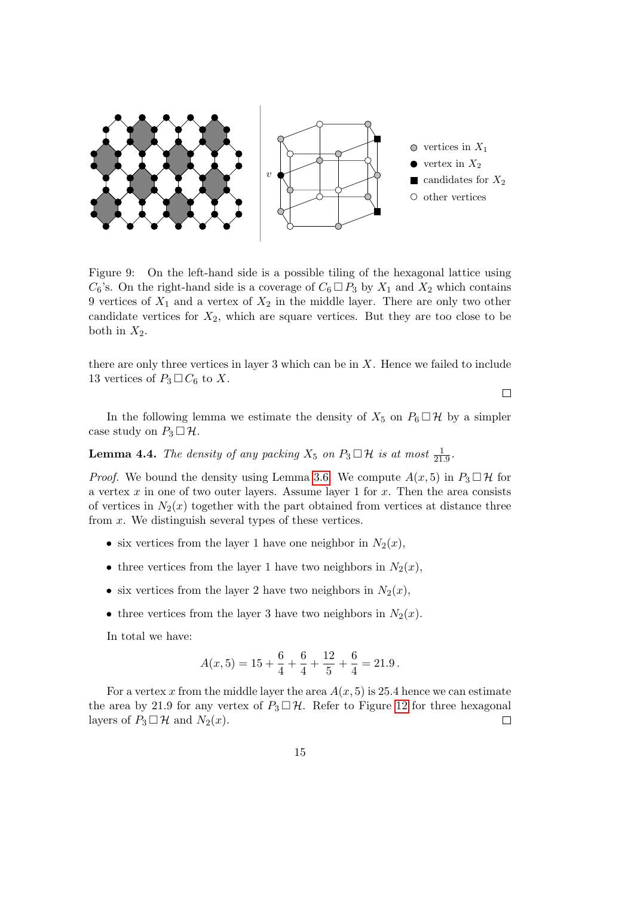Figure 9: On the left-hand side is a possible tiling of the hexagonal lattice using $C_6$'s. On the right-hand side is a coverage of $C_6 \square P_3$ by $X_1$ and $X_2$ which contains 9 vertices of $X_1$ and a vertex of $X_2$ in the middle layer. There are only two other candidate vertices for $X_2$, which are square vertices. But they are too close to be both in $X_2$.

there are only three vertices in layer 3 which can be in $X$. Hence we failed to include 13 vertices of $P_3 \square C_6$ to $X$. □

In the following lemma we estimate the density of $X_5$ on $P_6 \square \mathcal{H}$ by a simpler case study on $P_3 \square \mathcal{H}$.

**Lemma 4.4.** *The density of any packing $X_5$ on $P_3 \square \mathcal{H}$ is at most $\frac{1}{21.9}$.*

*Proof.* We bound the density using Lemma 3.6. We compute $A(x, 5)$ in $P_3 \square \mathcal{H}$ for a vertex $x$ in one of two outer layers. Assume layer 1 for $x$. Then the area consists of vertices in $N_2(x)$ together with the part obtained from vertices at distance three from $x$. We distinguish several types of these vertices.

- six vertices from the layer 1 have one neighbor in $N_2(x)$,
- three vertices from the layer 1 have two neighbors in $N_2(x)$,
- six vertices from the layer 2 have two neighbors in $N_2(x)$,
- three vertices from the layer 3 have two neighbors in $N_2(x)$.

In total we have:

$$A(x, 5) = 15 + \frac{6}{4} + \frac{6}{4} + \frac{12}{5} + \frac{6}{4} = 21.9\,.$$

For a vertex $x$ from the middle layer the area $A(x, 5)$ is 25.4 hence we can estimate the area by 21.9 for any vertex of $P_3 \square \mathcal{H}$. Refer to Figure 12 for three hexagonal layers of $P_3 \square \mathcal{H}$ and $N_2(x)$. □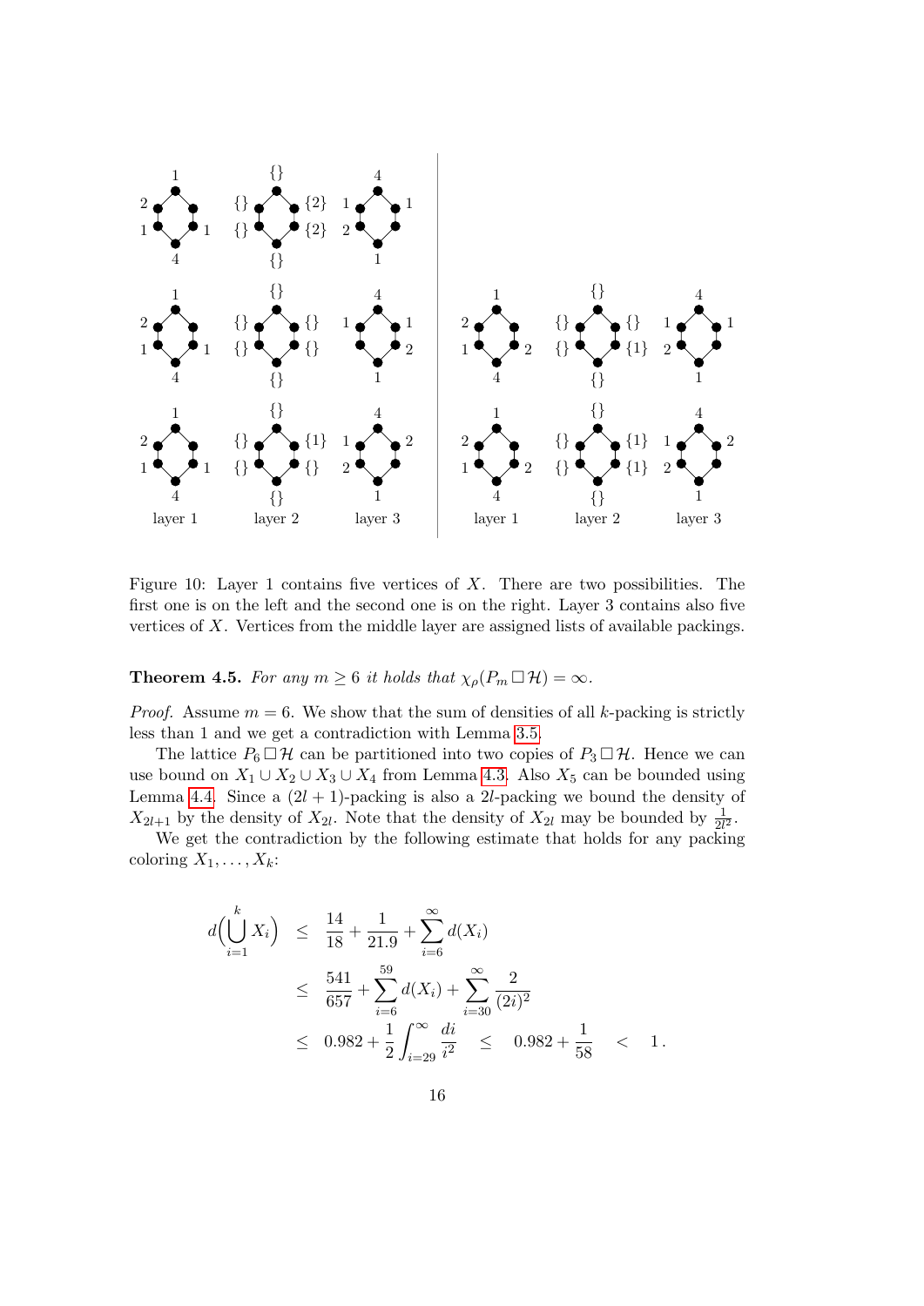Figure 10: Layer 1 contains five vertices of $X$. There are two possibilities. The first one is on the left and the second one is on the right. Layer 3 contains also five vertices of $X$. Vertices from the middle layer are assigned lists of available packings.

**Theorem 4.5.** *For any $m \geq 6$ it holds that $\chi_\rho(P_m \,\square\, \mathcal{H}) = \infty$.*

*Proof.* Assume $m = 6$. We show that the sum of densities of all $k$-packing is strictly less than 1 and we get a contradiction with Lemma 3.5.

The lattice $P_6 \,\square\, \mathcal{H}$ can be partitioned into two copies of $P_3 \,\square\, \mathcal{H}$. Hence we can use bound on $X_1 \cup X_2 \cup X_3 \cup X_4$ from Lemma 4.3. Also $X_5$ can be bounded using Lemma 4.4. Since a $(2l+1)$-packing is also a $2l$-packing we bound the density of $X_{2l+1}$ by the density of $X_{2l}$. Note that the density of $X_{2l}$ may be bounded by $\frac{1}{2l^2}$.

We get the contradiction by the following estimate that holds for any packing coloring $X_1, \ldots, X_k$:

$$
\begin{aligned}
d\Big(\bigcup_{i=1}^{k} X_i\Big) &\leq \frac{14}{18} + \frac{1}{21.9} + \sum_{i=6}^{\infty} d(X_i) \\
&\leq \frac{541}{657} + \sum_{i=6}^{59} d(X_i) + \sum_{i=30}^{\infty} \frac{2}{(2i)^2} \\
&\leq 0.982 + \frac{1}{2}\int_{i=29}^{\infty} \frac{di}{i^2} \quad \leq \quad 0.982 + \frac{1}{58} \quad < \quad 1\,.
\end{aligned}
$$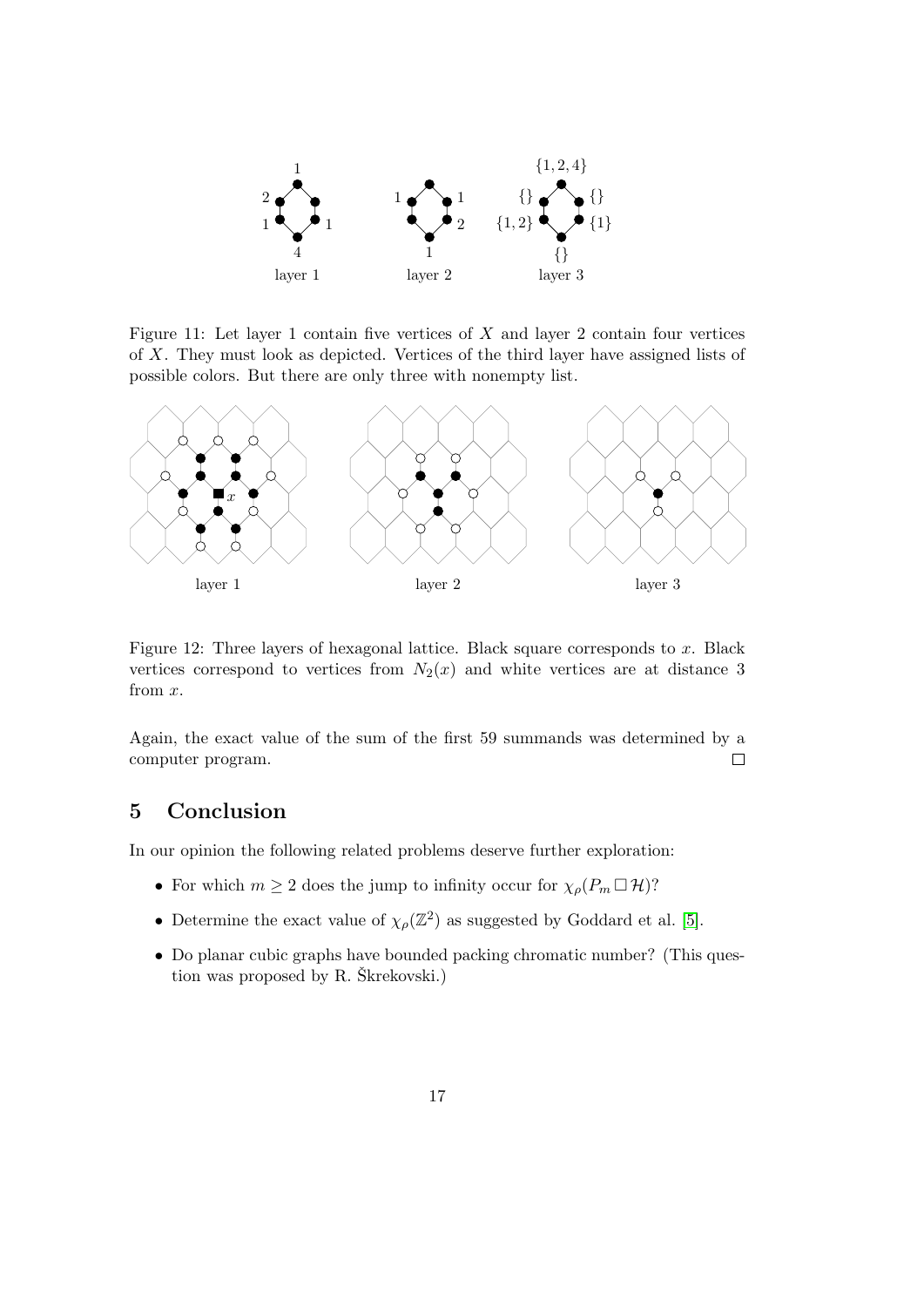Figure 11: Let layer 1 contain five vertices of $X$ and layer 2 contain four vertices of $X$. They must look as depicted. Vertices of the third layer have assigned lists of possible colors. But there are only three with nonempty list.

Figure 12: Three layers of hexagonal lattice. Black square corresponds to $x$. Black vertices correspond to vertices from $N_2(x)$ and white vertices are at distance 3 from $x$.

Again, the exact value of the sum of the first 59 summands was determined by a computer program. □

## 5 Conclusion

In our opinion the following related problems deserve further exploration:

- For which $m \geq 2$ does the jump to infinity occur for $\chi_\rho(P_m \,\square\, \mathcal{H})$?
- Determine the exact value of $\chi_\rho(\mathbb{Z}^2)$ as suggested by Goddard et al. [5].
- Do planar cubic graphs have bounded packing chromatic number? (This question was proposed by R. Škrekovski.)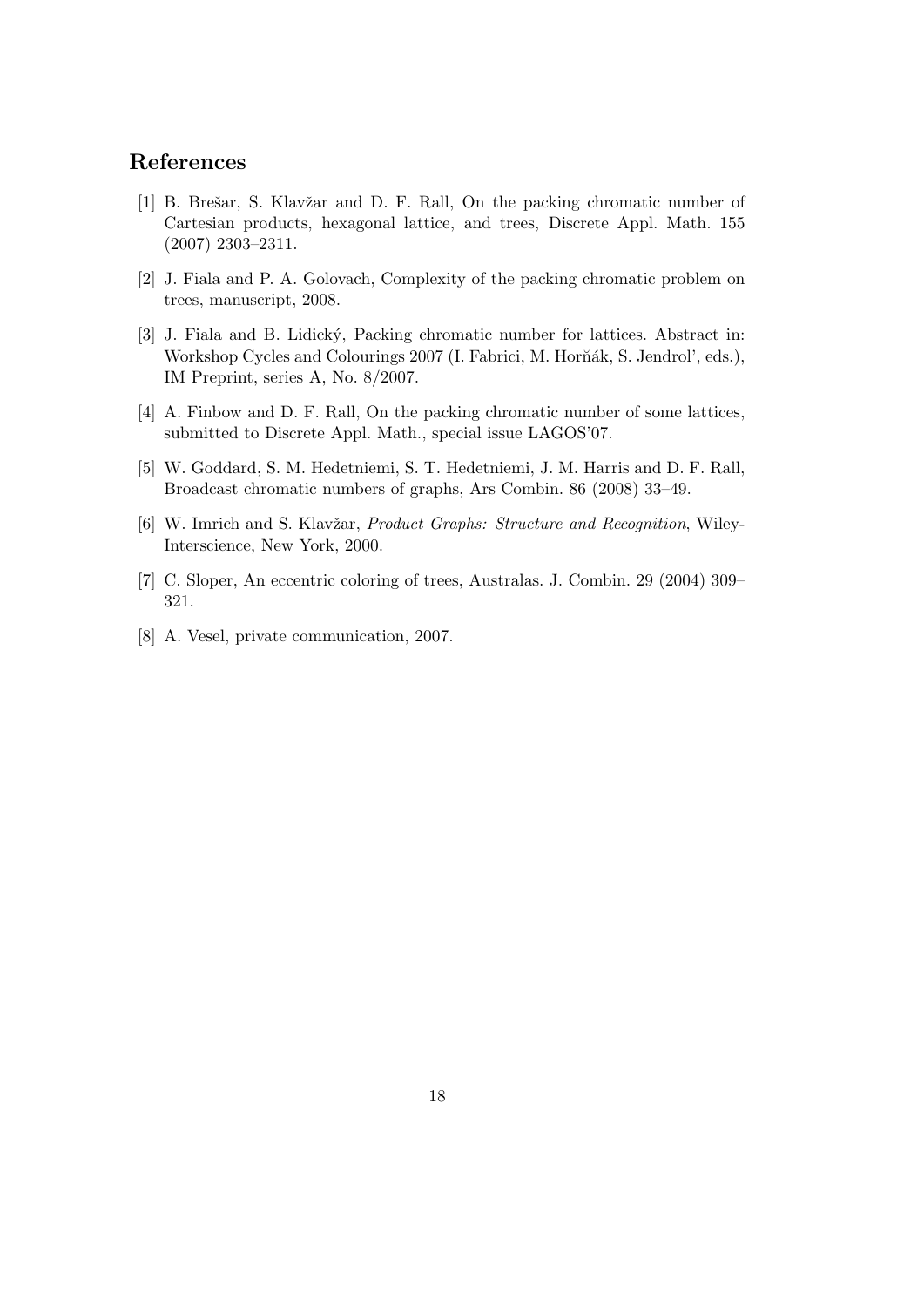## References

[1] B. Brešar, S. Klavžar and D. F. Rall, On the packing chromatic number of Cartesian products, hexagonal lattice, and trees, Discrete Appl. Math. 155 (2007) 2303–2311.

[2] J. Fiala and P. A. Golovach, Complexity of the packing chromatic problem on trees, manuscript, 2008.

[3] J. Fiala and B. Lidický, Packing chromatic number for lattices. Abstract in: Workshop Cycles and Colourings 2007 (I. Fabrici, M. Horňák, S. Jendrol', eds.), IM Preprint, series A, No. 8/2007.

[4] A. Finbow and D. F. Rall, On the packing chromatic number of some lattices, submitted to Discrete Appl. Math., special issue LAGOS'07.

[5] W. Goddard, S. M. Hedetniemi, S. T. Hedetniemi, J. M. Harris and D. F. Rall, Broadcast chromatic numbers of graphs, Ars Combin. 86 (2008) 33–49.

[6] W. Imrich and S. Klavžar, *Product Graphs: Structure and Recognition*, Wiley-Interscience, New York, 2000.

[7] C. Sloper, An eccentric coloring of trees, Australas. J. Combin. 29 (2004) 309–321.

[8] A. Vesel, private communication, 2007.